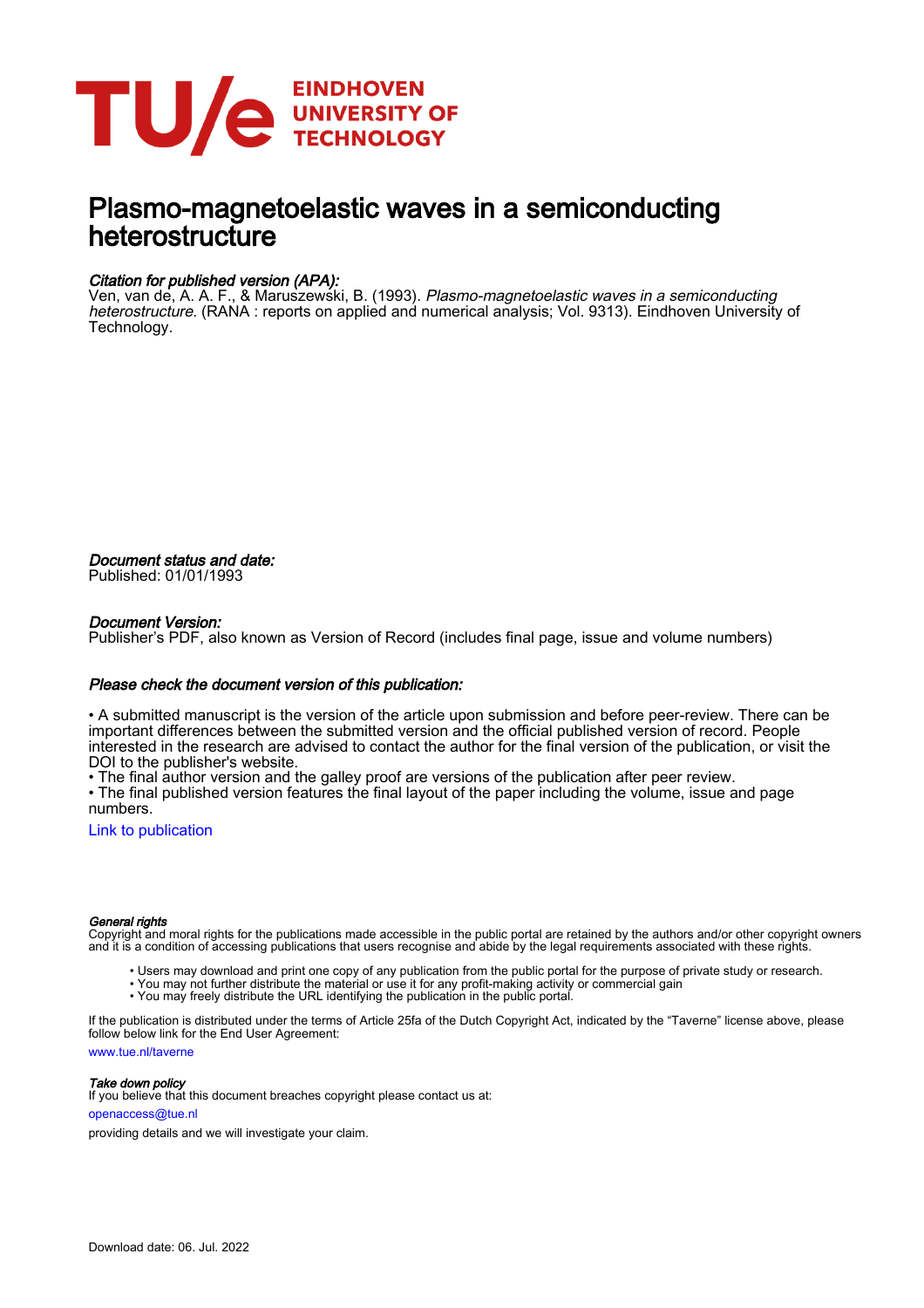# Plasmo-magnetoelastic waves in a semiconducting heterostructure

*Citation for published version (APA):*
Ven, van de, A. A. F., & Maruszewski, B. (1993). *Plasmo-magnetoelastic waves in a semiconducting heterostructure*. (RANA : reports on applied and numerical analysis; Vol. 9313). Eindhoven University of Technology.

*Document status and date:*
Published: 01/01/1993

*Document Version:*
Publisher's PDF, also known as Version of Record (includes final page, issue and volume numbers)

*Please check the document version of this publication:*

• A submitted manuscript is the version of the article upon submission and before peer-review. There can be important differences between the submitted version and the official published version of record. People interested in the research are advised to contact the author for the final version of the publication, or visit the DOI to the publisher's website.
• The final author version and the galley proof are versions of the publication after peer review.
• The final published version features the final layout of the paper including the volume, issue and page numbers.

Link to publication

*General rights*
Copyright and moral rights for the publications made accessible in the public portal are retained by the authors and/or other copyright owners and it is a condition of accessing publications that users recognise and abide by the legal requirements associated with these rights.

• Users may download and print one copy of any publication from the public portal for the purpose of private study or research.
• You may not further distribute the material or use it for any profit-making activity or commercial gain
• You may freely distribute the URL identifying the publication in the public portal.

If the publication is distributed under the terms of Article 25fa of the Dutch Copyright Act, indicated by the "Taverne" license above, please follow below link for the End User Agreement:

www.tue.nl/taverne

*Take down policy*
If you believe that this document breaches copyright please contact us at:

openaccess@tue.nl

providing details and we will investigate your claim.

Download date: 06. Jul. 2022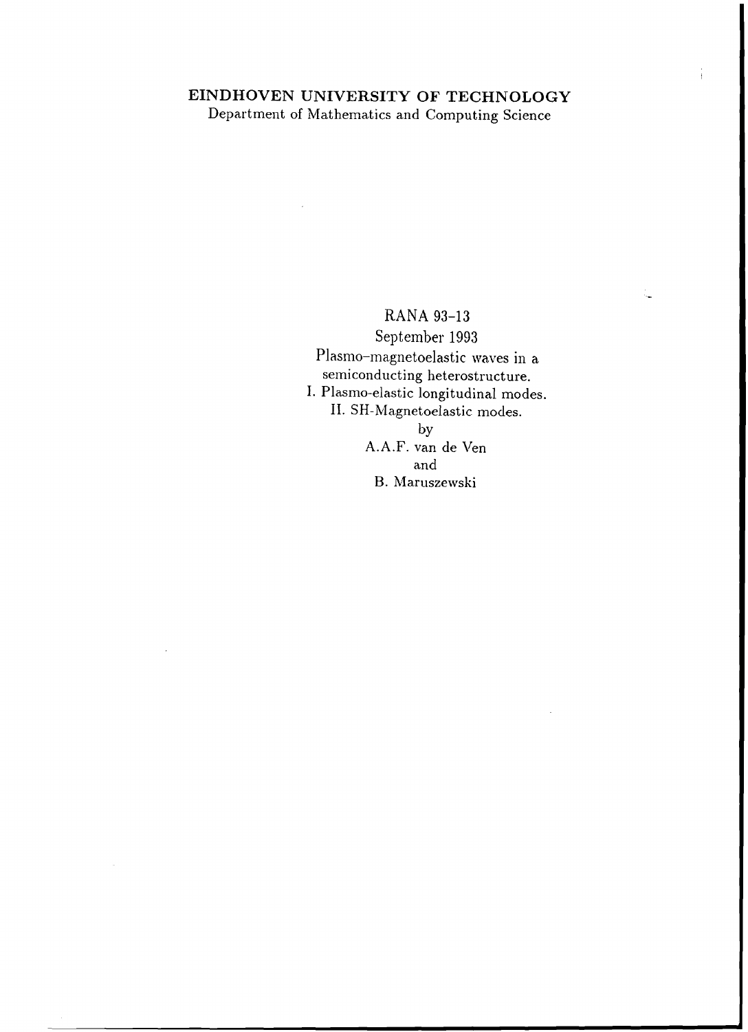**EINDHOVEN UNIVERSITY OF TECHNOLOGY**

Department of Mathematics and Computing Science

RANA 93-13

September 1993

Plasmo-magnetoelastic waves in a semiconducting heterostructure.

I. Plasmo-elastic longitudinal modes.

II. SH-Magnetoelastic modes.

by

A.A.F. van de Ven

and

B. Maruszewski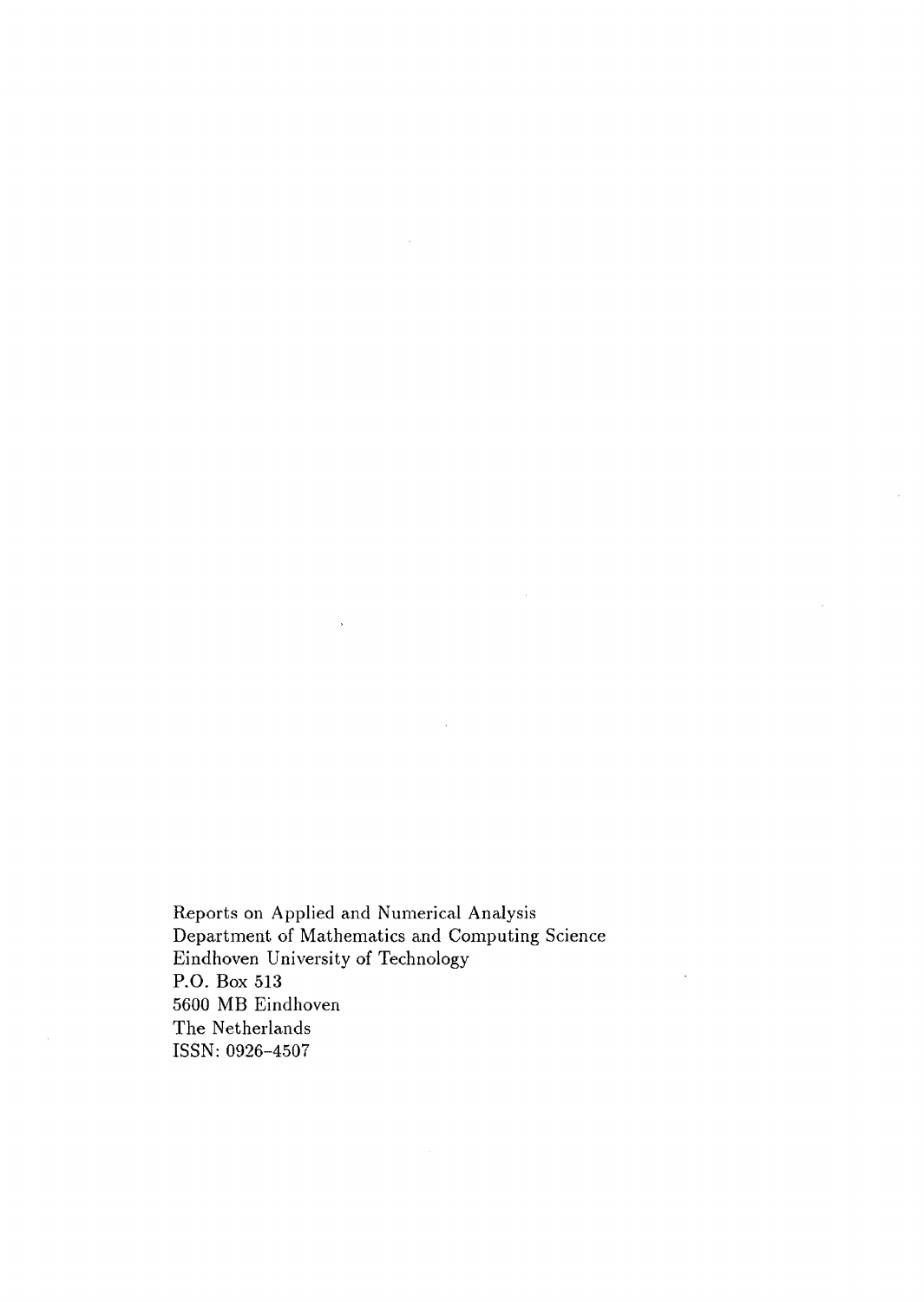Reports on Applied and Numerical Analysis
Department of Mathematics and Computing Science
Eindhoven University of Technology
P.O. Box 513
5600 MB Eindhoven
The Netherlands
ISSN: 0926-4507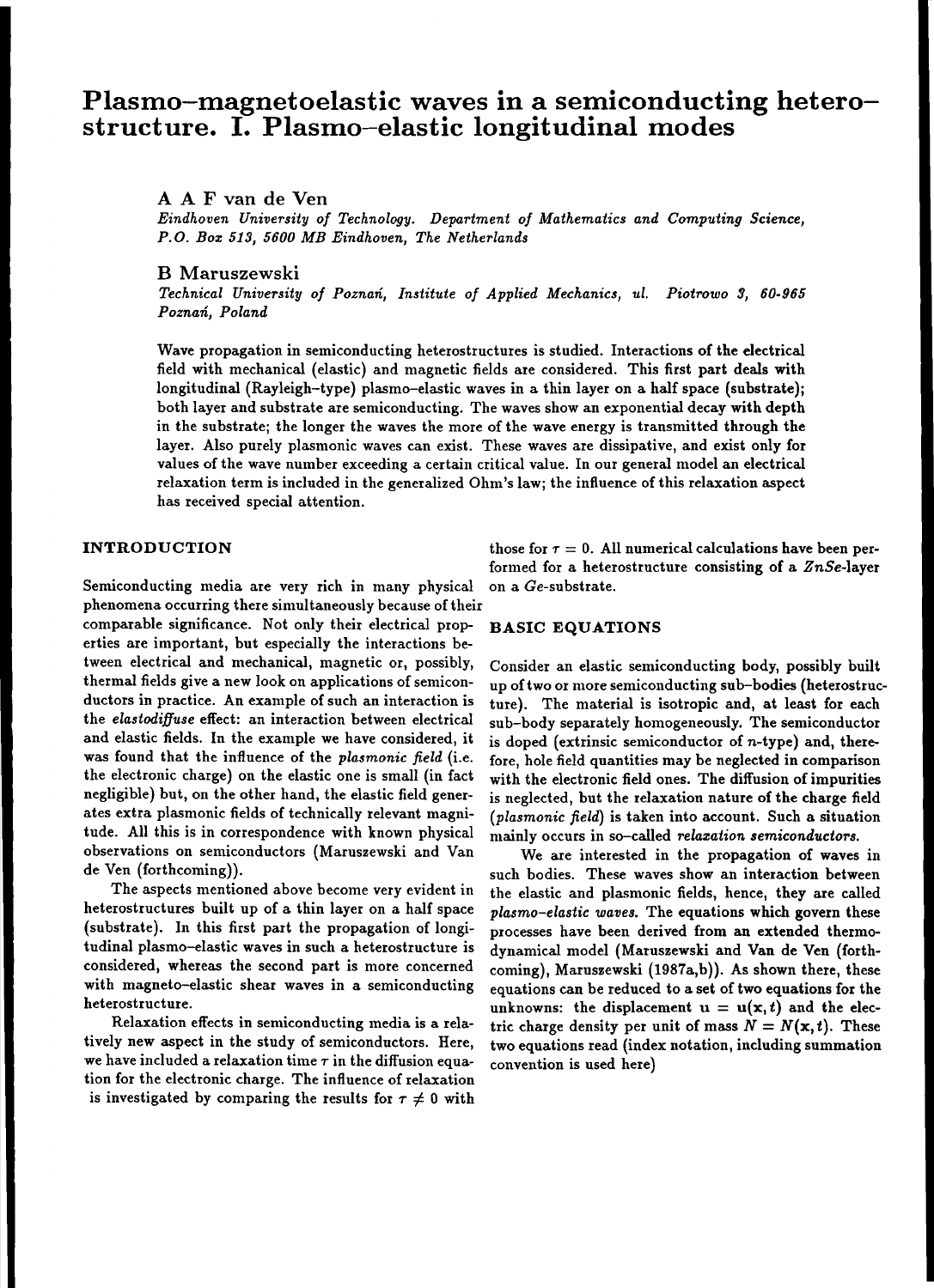# Plasmo–magnetoelastic waves in a semiconducting hetero-structure. I. Plasmo–elastic longitudinal modes

**A A F van de Ven**

*Eindhoven University of Technology. Department of Mathematics and Computing Science, P.O. Box 513, 5600 MB Eindhoven, The Netherlands*

**B Maruszewski**

*Technical University of Poznań, Institute of Applied Mechanics, ul. Piotrowo 3, 60-965 Poznań, Poland*

Wave propagation in semiconducting heterostructures is studied. Interactions of the electrical field with mechanical (elastic) and magnetic fields are considered. This first part deals with longitudinal (Rayleigh-type) plasmo–elastic waves in a thin layer on a half space (substrate); both layer and substrate are semiconducting. The waves show an exponential decay with depth in the substrate; the longer the waves the more of the wave energy is transmitted through the layer. Also purely plasmonic waves can exist. These waves are dissipative, and exist only for values of the wave number exceeding a certain critical value. In our general model an electrical relaxation term is included in the generalized Ohm's law; the influence of this relaxation aspect has received special attention.

## INTRODUCTION

Semiconducting media are very rich in many physical phenomena occurring there simultaneously because of their comparable significance. Not only their electrical properties are important, but especially the interactions between electrical and mechanical, magnetic or, possibly, thermal fields give a new look on applications of semiconductors in practice. An example of such an interaction is the *elastodiffuse* effect: an interaction between electrical and elastic fields. In the example we have considered, it was found that the influence of the *plasmonic field* (i.e. the electronic charge) on the elastic one is small (in fact negligible) but, on the other hand, the elastic field generates extra plasmonic fields of technically relevant magnitude. All this is in correspondence with known physical observations on semiconductors (Maruszewski and Van de Ven (forthcoming)).

The aspects mentioned above become very evident in heterostructures built up of a thin layer on a half space (substrate). In this first part the propagation of longitudinal plasmo–elastic waves in such a heterostructure is considered, whereas the second part is more concerned with magneto–elastic shear waves in a semiconducting heterostructure.

Relaxation effects in semiconducting media is a relatively new aspect in the study of semiconductors. Here, we have included a relaxation time $\tau$ in the diffusion equation for the electronic charge. The influence of relaxation is investigated by comparing the results for $\tau \neq 0$ with those for $\tau = 0$. All numerical calculations have been performed for a heterostructure consisting of a $ZnSe$-layer on a $Ge$-substrate.

## BASIC EQUATIONS

Consider an elastic semiconducting body, possibly built up of two or more semiconducting sub–bodies (heterostructure). The material is isotropic and, at least for each sub–body separately homogeneously. The semiconductor is doped (extrinsic semiconductor of $n$-type) and, therefore, hole field quantities may be neglected in comparison with the electronic field ones. The diffusion of impurities is neglected, but the relaxation nature of the charge field (*plasmonic field*) is taken into account. Such a situation mainly occurs in so–called *relaxation semiconductors*.

We are interested in the propagation of waves in such bodies. These waves show an interaction between the elastic and plasmonic fields, hence, they are called *plasmo–elastic waves*. The equations which govern these processes have been derived from an extended thermodynamical model (Maruszewski and Van de Ven (forthcoming), Maruszewski (1987a,b)). As shown there, these equations can be reduced to a set of two equations for the unknowns: the displacement $\mathbf{u} = \mathbf{u}(\mathbf{x}, t)$ and the electric charge density per unit of mass $N = N(\mathbf{x}, t)$. These two equations read (index notation, including summation convention is used here)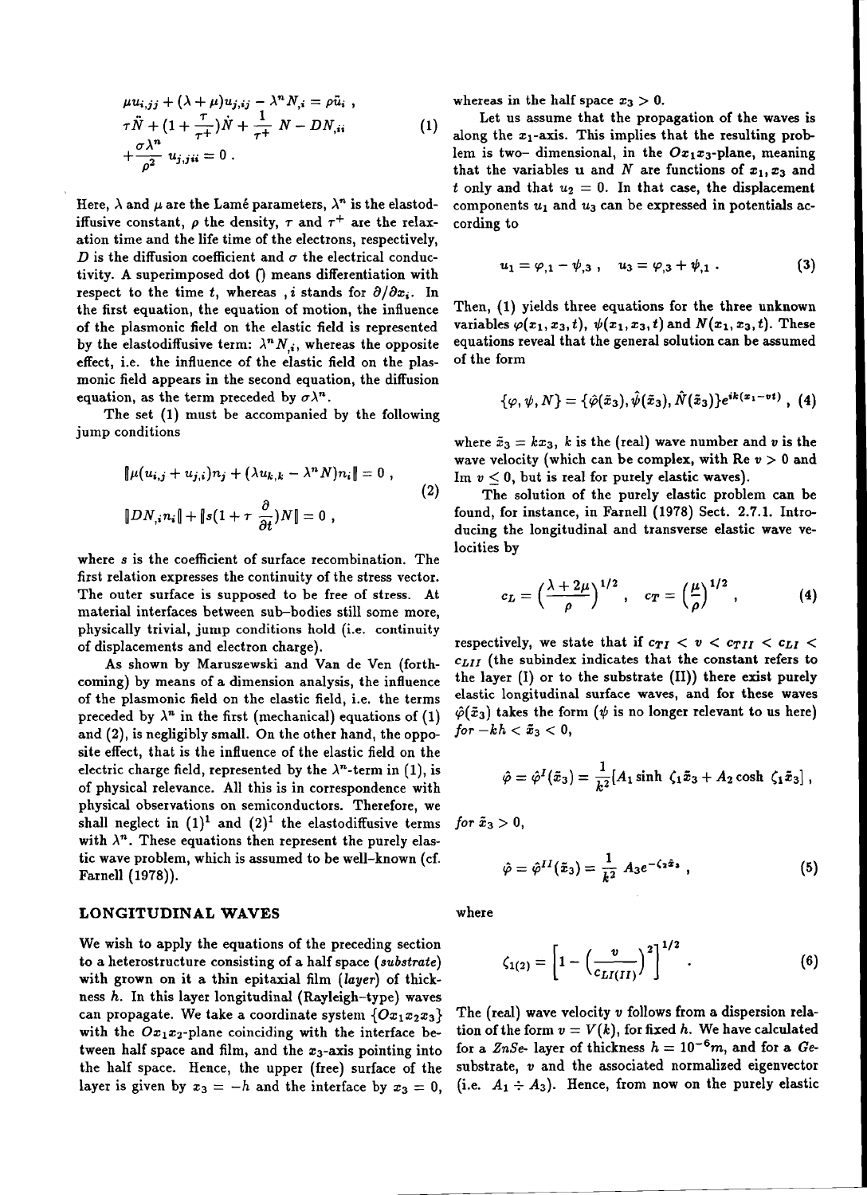$$\mu u_{i,jj} + (\lambda + \mu) u_{j,ij} - \lambda^n N_{,i} = \rho \ddot{u}_i \ ,$$
$$\tau \ddot{N} + (1 + \frac{\tau}{\tau^+})\dot{N} + \frac{1}{\tau^+} N - D N_{,ii} \tag{1}$$
$$+ \frac{\sigma \lambda^n}{\rho^2} u_{j,jii} = 0 \ .$$

Here, $\lambda$ and $\mu$ are the Lamé parameters, $\lambda^n$ is the elastodiffusive constant, $\rho$ the density, $\tau$ and $\tau^+$ are the relaxation time and the life time of the electrons, respectively, $D$ is the diffusion coefficient and $\sigma$ the electrical conductivity. A superimposed dot $\dot{()}$ means differentiation with respect to the time $t$, whereas $,i$ stands for $\partial/\partial x_i$. In the first equation, the equation of motion, the influence of the plasmonic field on the elastic field is represented by the elastodiffusive term: $\lambda^n N_{,i}$, whereas the opposite effect, i.e. the influence of the elastic field on the plasmonic field appears in the second equation, the diffusion equation, as the term preceded by $\sigma\lambda^n$.

The set (1) must be accompanied by the following jump conditions

$$[\![\mu(u_{i,j} + u_{j,i})n_j + (\lambda u_{k,k} - \lambda^n N)n_i]\!] = 0 \ ,$$
$$[\![D N_{,i} n_i]\!] + [\![s(1 + \tau \frac{\partial}{\partial t})N]\!] = 0 \ , \tag{2}$$

where $s$ is the coefficient of surface recombination. The first relation expresses the continuity of the stress vector. The outer surface is supposed to be free of stress. At material interfaces between sub–bodies still some more, physically trivial, jump conditions hold (i.e. continuity of displacements and electron charge).

As shown by Maruszewski and Van de Ven (forthcoming) by means of a dimension analysis, the influence of the plasmonic field on the elastic field, i.e. the terms preceded by $\lambda^n$ in the first (mechanical) equations of (1) and (2), is negligibly small. On the other hand, the opposite effect, that is the influence of the elastic field on the electric charge field, represented by the $\lambda^n$-term in (1), is of physical relevance. All this is in correspondence with physical observations on semiconductors. Therefore, we shall neglect in $(1)^1$ and $(2)^1$ the elastodiffusive terms with $\lambda^n$. These equations then represent the purely elastic wave problem, which is assumed to be well-known (cf. Farnell (1978)).

## LONGITUDINAL WAVES

We wish to apply the equations of the preceding section to a heterostructure consisting of a half space (*substrate*) with grown on it a thin epitaxial film (*layer*) of thickness $h$. In this layer longitudinal (Rayleigh–type) waves can propagate. We take a coordinate system $\{Ox_1x_2x_3\}$ with the $Ox_1x_2$-plane coinciding with the interface between half space and film, and the $x_3$-axis pointing into the half space. Hence, the upper (free) surface of the layer is given by $x_3 = -h$ and the interface by $x_3 = 0$, whereas in the half space $x_3 > 0$.

Let us assume that the propagation of the waves is along the $x_1$-axis. This implies that the resulting problem is two– dimensional, in the $Ox_1x_3$-plane, meaning that the variables $\mathbf{u}$ and $N$ are functions of $x_1, x_3$ and $t$ only and that $u_2 = 0$. In that case, the displacement components $u_1$ and $u_3$ can be expressed in potentials according to

$$u_1 = \varphi_{,1} - \psi_{,3} \ , \quad u_3 = \varphi_{,3} + \psi_{,1} \ . \tag{3}$$

Then, (1) yields three equations for the three unknown variables $\varphi(x_1, x_3, t)$, $\psi(x_1, x_3, t)$ and $N(x_1, x_3, t)$. These equations reveal that the general solution can be assumed of the form

$$\{\varphi, \psi, N\} = \{\hat{\varphi}(\tilde{x}_3), \hat{\psi}(\tilde{x}_3), \hat{N}(\tilde{x}_3)\} e^{ik(x_1 - vt)} \ , \tag{4}$$

where $\tilde{x}_3 = kx_3$, $k$ is the (real) wave number and $v$ is the wave velocity (which can be complex, with $\text{Re}\, v > 0$ and $\text{Im}\, v \leq 0$, but is real for purely elastic waves).

The solution of the purely elastic problem can be found, for instance, in Farnell (1978) Sect. 2.7.1. Introducing the longitudinal and transverse elastic wave velocities by

$$c_L = \Big(\frac{\lambda + 2\mu}{\rho}\Big)^{1/2} \ , \quad c_T = \Big(\frac{\mu}{\rho}\Big)^{1/2} \ , \tag{4}$$

respectively, we state that if $c_{TI} < v < c_{TII} < c_{LI} < c_{LII}$ (the subindex indicates that the constant refers to the layer (I) or to the substrate (II)) there exist purely elastic longitudinal surface waves, and for these waves $\hat{\varphi}(\tilde{x}_3)$ takes the form ($\psi$ is no longer relevant to us here) *for* $-kh < \tilde{x}_3 < 0$,

$$\hat{\varphi} = \hat{\varphi}^I(\tilde{x}_3) = \frac{1}{k^2}[A_1 \sinh\, \zeta_1 \tilde{x}_3 + A_2 \cosh\, \zeta_1 \tilde{x}_3] \ ,$$

*for* $\tilde{x}_3 > 0$,

$$\hat{\varphi} = \hat{\varphi}^{II}(\tilde{x}_3) = \frac{1}{k^2}\, A_3 e^{-\zeta_2 \tilde{x}_3} \ , \tag{5}$$

where

$$\zeta_{1(2)} = \left[1 - \Big(\frac{v}{c_{LI(II)}}\Big)^2\right]^{1/2} \ . \tag{6}$$

The (real) wave velocity $v$ follows from a dispersion relation of the form $v = V(k)$, for fixed $h$. We have calculated for a $ZnSe$- layer of thickness $h = 10^{-6} m$, and for a $Ge$-substrate, $v$ and the associated normalized eigenvector (i.e. $A_1 \div A_3$). Hence, from now on the purely elastic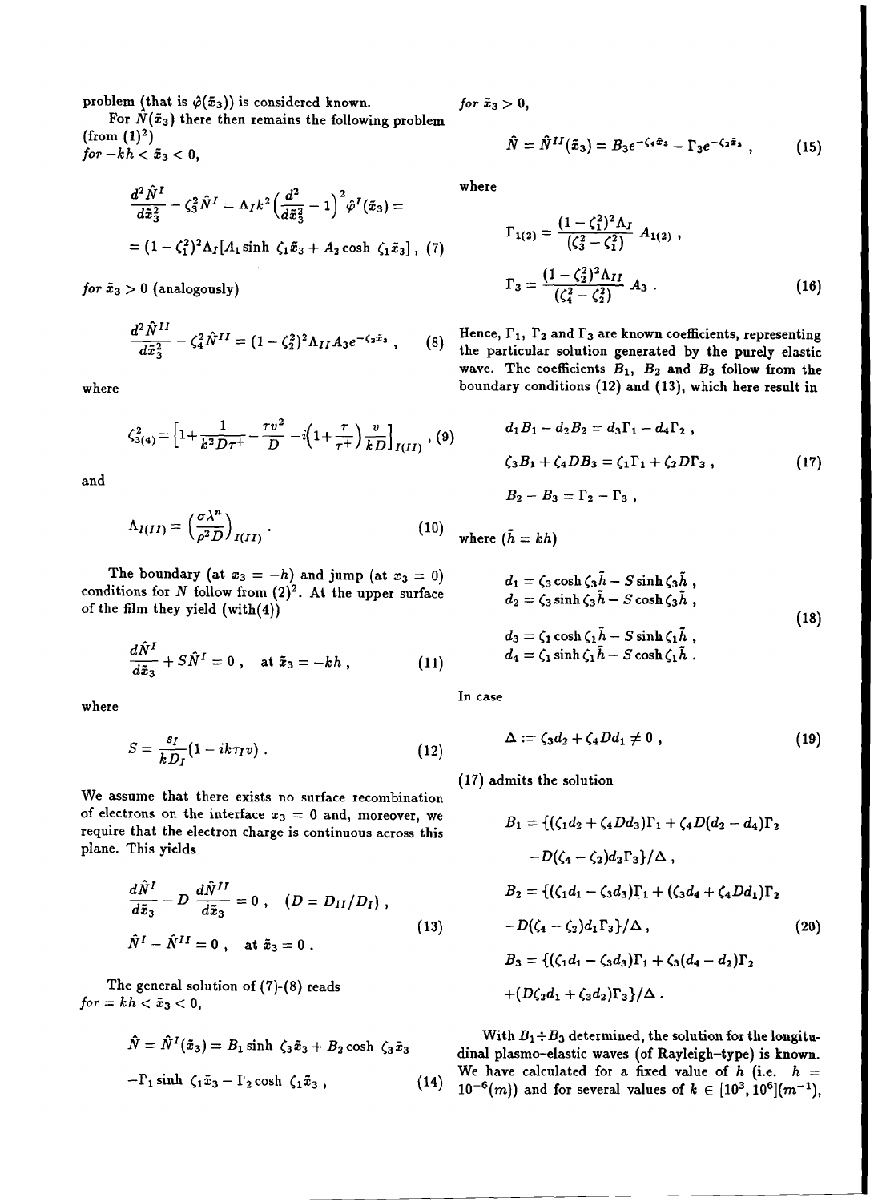problem (that is $\hat{\varphi}(\tilde{x}_3)$) is considered known.

For $\hat{N}(\tilde{x}_3)$ there then remains the following problem (from $(1)^2$)
*for* $-kh < \tilde{x}_3 < 0$,

$$\frac{d^2\hat{N}^I}{d\tilde{x}_3^2} - \zeta_3^2\hat{N}^I = \Lambda_I k^2\Big(\frac{d^2}{d\tilde{x}_3^2} - 1\Big)^2 \hat{\varphi}^I(\tilde{x}_3) =$$

$$= (1-\zeta_1^2)^2\Lambda_I[A_1 \sinh\,\zeta_1\tilde{x}_3 + A_2\cosh\,\zeta_1\tilde{x}_3]\ , \quad (7)$$

*for* $\tilde{x}_3 > 0$ (analogously)

$$\frac{d^2\hat{N}^{II}}{d\tilde{x}_3^2} - \zeta_4^2\hat{N}^{II} = (1-\zeta_2^2)^2\Lambda_{II}A_3 e^{-\zeta_2\tilde{x}_3}\ , \quad (8)$$

where

$$\zeta_{3(4)}^2 = \Big[1 + \frac{1}{k^2 D\tau^+} - \frac{\tau v^2}{D} - i\Big(1+\frac{\tau}{\tau^+}\Big)\frac{v}{kD}\Big]_{I(II)}\ , \quad (9)$$

and

$$\Lambda_{I(II)} = \Big(\frac{\sigma\lambda^n}{\rho^2 D}\Big)_{I(II)}\ . \quad (10)$$

The boundary (at $x_3 = -h$) and jump (at $x_3 = 0$) conditions for $N$ follow from $(2)^2$. At the upper surface of the film they yield (with(4))

$$\frac{d\hat{N}^I}{d\tilde{x}_3} + S\hat{N}^I = 0\ , \quad \text{at } \tilde{x}_3 = -kh\ , \quad (11)$$

where

$$S = \frac{s_I}{kD_I}(1 - ik\tau_I v)\ . \quad (12)$$

We assume that there exists no surface recombination of electrons on the interface $x_3 = 0$ and, moreover, we require that the electron charge is continuous across this plane. This yields

$$\frac{d\hat{N}^I}{d\tilde{x}_3} - D\,\frac{d\hat{N}^{II}}{d\tilde{x}_3} = 0\ , \quad (D = D_{II}/D_I)\ ,$$

$$\hat{N}^I - \hat{N}^{II} = 0\ , \quad \text{at } \tilde{x}_3 = 0\ . \quad (13)$$

The general solution of (7)-(8) reads
*for* $-kh < \tilde{x}_3 < 0$,

$$\hat{N} = \hat{N}^I(\tilde{x}_3) = B_1\sinh\,\zeta_3\tilde{x}_3 + B_2\cosh\,\zeta_3\tilde{x}_3$$

$$-\Gamma_1\sinh\,\zeta_1\tilde{x}_3 - \Gamma_2\cosh\,\zeta_1\tilde{x}_3\ , \quad (14)$$

*for* $\tilde{x}_3 > 0$,

$$\hat{N} = \hat{N}^{II}(\tilde{x}_3) = B_3 e^{-\zeta_4\tilde{x}_3} - \Gamma_3 e^{-\zeta_2\tilde{x}_3}\ , \quad (15)$$

where

$$\Gamma_{1(2)} = \frac{(1-\zeta_1^2)^2\Lambda_I}{(\zeta_3^2 - \zeta_1^2)}\,A_{1(2)}\ ,$$

$$\Gamma_3 = \frac{(1-\zeta_2^2)^2\Lambda_{II}}{(\zeta_4^2 - \zeta_2^2)}\,A_3\ . \quad (16)$$

Hence, $\Gamma_1$, $\Gamma_2$ and $\Gamma_3$ are known coefficients, representing the particular solution generated by the purely elastic wave. The coefficients $B_1$, $B_2$ and $B_3$ follow from the boundary conditions (12) and (13), which here result in

$$d_1B_1 - d_2B_2 = d_3\Gamma_1 - d_4\Gamma_2\ ,$$

$$\zeta_3B_1 + \zeta_4DB_3 = \zeta_1\Gamma_1 + \zeta_2D\Gamma_3\ , \quad (17)$$

$$B_2 - B_3 = \Gamma_2 - \Gamma_3\ ,$$

where ($\tilde{h} = kh$)

$$d_1 = \zeta_3\cosh\zeta_3\tilde{h} - S\sinh\zeta_3\tilde{h}\ ,$$

$$d_2 = \zeta_3\sinh\zeta_3\tilde{h} - S\cosh\zeta_3\tilde{h}\ ,$$

$$d_3 = \zeta_1\cosh\zeta_1\tilde{h} - S\sinh\zeta_1\tilde{h}\ ,$$

$$d_4 = \zeta_1\sinh\zeta_1\tilde{h} - S\cosh\zeta_1\tilde{h}\ . \quad (18)$$

In case

$$\Delta := \zeta_3 d_2 + \zeta_4 D d_1 \neq 0\ , \quad (19)$$

(17) admits the solution

$$B_1 = \{(\zeta_1 d_2 + \zeta_4 D d_3)\Gamma_1 + \zeta_4 D(d_2 - d_4)\Gamma_2$$

$$-D(\zeta_4 - \zeta_2)d_2\Gamma_3\}/\Delta\ ,$$

$$B_2 = \{(\zeta_1 d_1 - \zeta_3 d_3)\Gamma_1 + (\zeta_3 d_4 + \zeta_4 D d_1)\Gamma_2$$

$$-D(\zeta_4 - \zeta_2)d_1\Gamma_3\}/\Delta\ , \quad (20)$$

$$B_3 = \{(\zeta_1 d_1 - \zeta_3 d_3)\Gamma_1 + \zeta_3(d_4 - d_2)\Gamma_2$$

$$+(D\zeta_2 d_1 + \zeta_3 d_2)\Gamma_3\}/\Delta\ .$$

With $B_1 \div B_3$ determined, the solution for the longitudinal plasmo-elastic waves (of Rayleigh-type) is known. We have calculated for a fixed value of $h$ (i.e. $h = 10^{-6}(m)$) and for several values of $k \in [10^3, 10^6](m^{-1})$,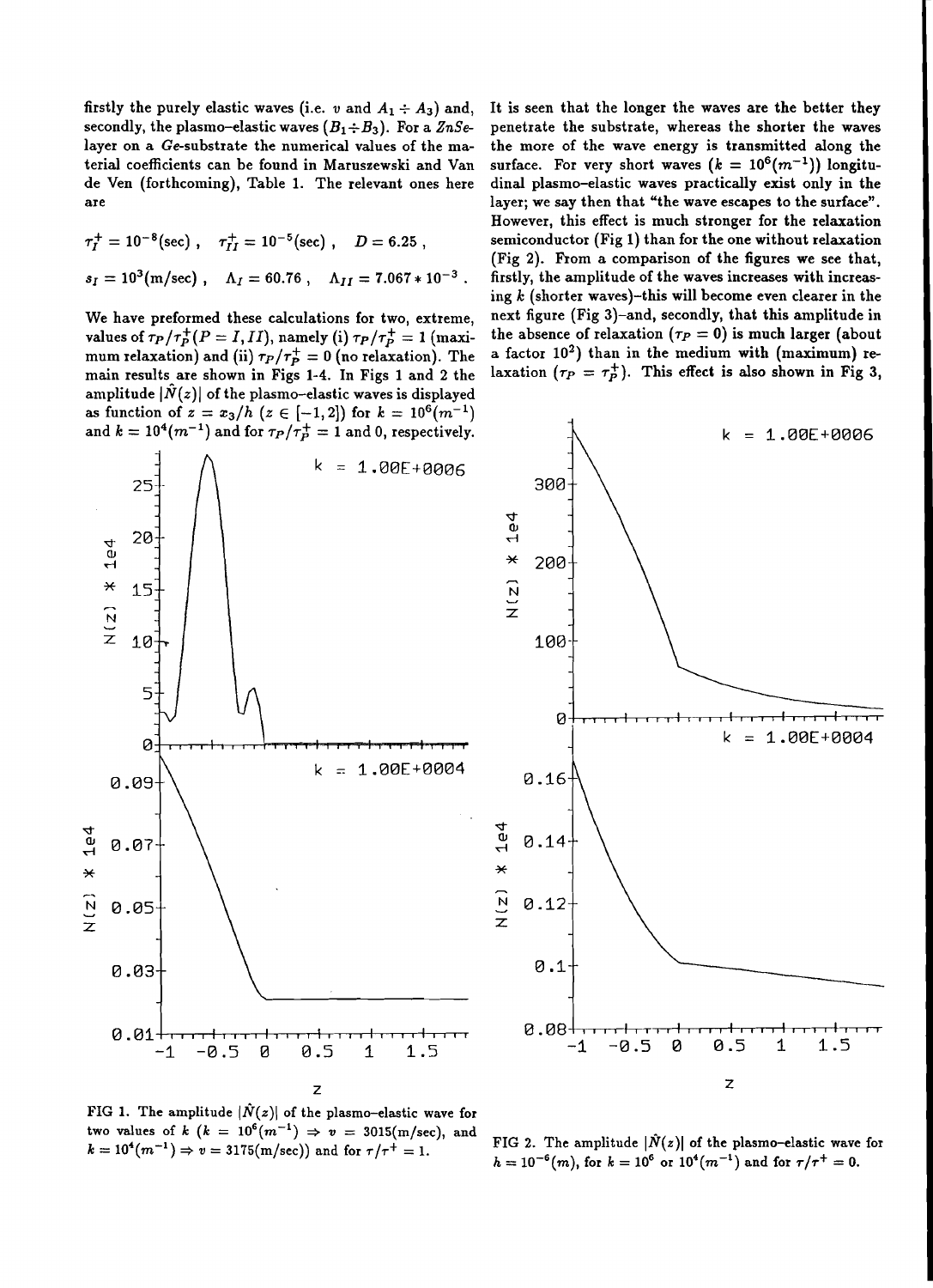firstly the purely elastic waves (i.e. $v$ and $A_1 \div A_3$) and, secondly, the plasmo–elastic waves ($B_1 \div B_3$). For a $ZnSe$-layer on a $Ge$-substrate the numerical values of the material coefficients can be found in Maruszewski and Van de Ven (forthcoming), Table 1. The relevant ones here are

$$\tau_I^+ = 10^{-8}(\text{sec}) \ , \quad \tau_{II}^+ = 10^{-5}(\text{sec}) \ , \quad D = 6.25 \ ,$$

$$s_I = 10^3(\text{m/sec}) \ , \quad \Lambda_I = 60.76 \ , \quad \Lambda_{II} = 7.067 * 10^{-3} \ .$$

We have preformed these calculations for two, extreme, values of $\tau_P/\tau_P^+ (P = I, II)$, namely (i) $\tau_P/\tau_P^+ = 1$ (maximum relaxation) and (ii) $\tau_P/\tau_P^+ = 0$ (no relaxation). The main results are shown in Figs 1-4. In Figs 1 and 2 the amplitude $|\hat{N}(z)|$ of the plasmo–elastic waves is displayed as function of $z = x_3/h$ ($z \in [-1, 2]$) for $k = 10^6(m^{-1})$ and $k = 10^4(m^{-1})$ and for $\tau_P/\tau_P^+ = 1$ and 0, respectively. It is seen that the longer the waves are the better they penetrate the substrate, whereas the shorter the waves the more of the wave energy is transmitted along the surface. For very short waves ($k = 10^6(m^{-1})$) longitudinal plasmo–elastic waves practically exist only in the layer; we say then that "the wave escapes to the surface". However, this effect is much stronger for the relaxation semiconductor (Fig 1) than for the one without relaxation (Fig 2). From a comparison of the figures we see that, firstly, the amplitude of the waves increases with increasing $k$ (shorter waves)–this will become even clearer in the next figure (Fig 3)–and, secondly, that this amplitude in the absence of relaxation ($\tau_P = 0$) is much larger (about a factor $10^2$) than in the medium with (maximum) relaxation ($\tau_P = \tau_P^+$). This effect is also shown in Fig 3,

FIG 1. The amplitude $|\hat{N}(z)|$ of the plasmo–elastic wave for two values of $k$ ($k = 10^6(m^{-1}) \Rightarrow v = 3015(\text{m/sec})$, and $k = 10^4(m^{-1}) \Rightarrow v = 3175(\text{m/sec})$) and for $\tau/\tau^+ = 1$.

FIG 2. The amplitude $|\hat{N}(z)|$ of the plasmo–elastic wave for $h = 10^{-6}(m)$, for $k = 10^6$ or $10^4(m^{-1})$ and for $\tau/\tau^+ = 0$.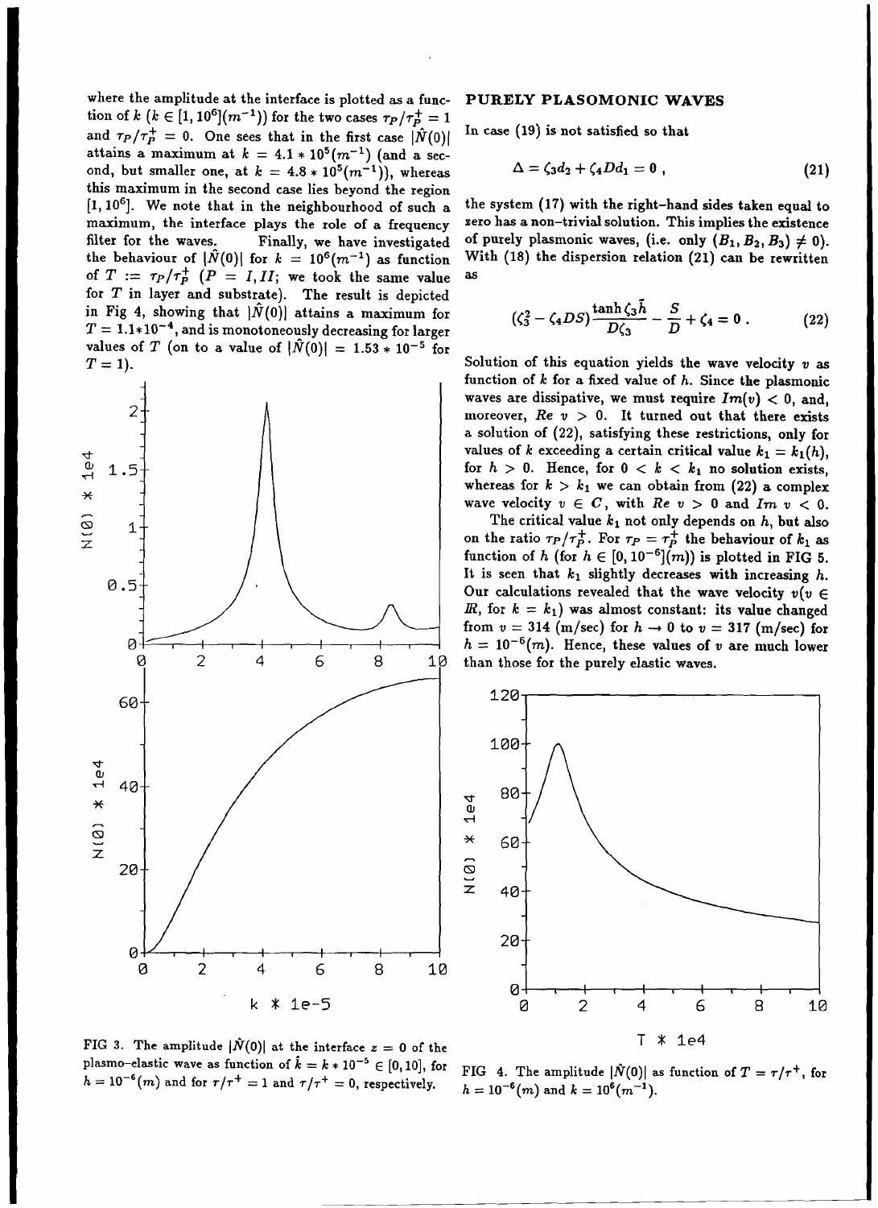where the amplitude at the interface is plotted as a function of $k$ ($k \in [1, 10^6](m^{-1})$) for the two cases $\tau_P/\tau_P^+ = 1$ and $\tau_P/\tau_P^+ = 0$. One sees that in the first case $|\hat{N}(0)|$ attains a maximum at $k = 4.1 * 10^5 (m^{-1})$ (and a second, but smaller one, at $k = 4.8 * 10^5 (m^{-1})$), whereas this maximum in the second case lies beyond the region $[1, 10^6]$. We note that in the neighbourhood of such a maximum, the interface plays the role of a frequency filter for the waves. Finally, we have investigated the behaviour of $|\hat{N}(0)|$ for $k = 10^6 (m^{-1})$ as function of $T := \tau_P/\tau_P^+$ ($P = I, II$; we took the same value for $T$ in layer and substrate). The result is depicted in Fig 4, showing that $|\hat{N}(0)|$ attains a maximum for $T = 1.1 * 10^{-4}$, and is monotoneously decreasing for larger values of $T$ (on to a value of $|\hat{N}(0)| = 1.53 * 10^{-5}$ for $T = 1$).

FIG 3. The amplitude $|\hat{N}(0)|$ at the interface $z = 0$ of the plasmo-elastic wave as function of $\hat{k} = k * 10^{-5} \in [0, 10]$, for $h = 10^{-6}(m)$ and for $\tau/\tau^+ = 1$ and $\tau/\tau^+ = 0$, respectively.

## PURELY PLASOMONIC WAVES

In case (19) is not satisfied so that

$$\Delta = \zeta_3 d_2 + \zeta_4 D d_1 = 0 \; , \tag{21}$$

the system (17) with the right-hand sides taken equal to zero has a non-trivial solution. This implies the existence of purely plasmonic waves, (i.e. only $(B_1, B_2, B_3) \neq 0$). With (18) the dispersion relation (21) can be rewritten as

$$(\zeta_3^2 - \zeta_4 D S) \frac{\tanh \zeta_3 \tilde{h}}{D \zeta_3} - \frac{S}{D} + \zeta_4 = 0 \; . \tag{22}$$

Solution of this equation yields the wave velocity $v$ as function of $k$ for a fixed value of $h$. Since the plasmonic waves are dissipative, we must require $Im(v) < 0$, and, moreover, $Re\ v > 0$. It turned out that there exists a solution of (22), satisfying these restrictions, only for values of $k$ exceeding a certain critical value $k_1 = k_1(h)$, for $h > 0$. Hence, for $0 < k < k_1$ no solution exists, whereas for $k > k_1$ we can obtain from (22) a complex wave velocity $v \in C$, with $Re\ v > 0$ and $Im\ v < 0$.

The critical value $k_1$ not only depends on $h$, but also on the ratio $\tau_P/\tau_P^+$. For $\tau_P = \tau_P^+$ the behaviour of $k_1$ as function of $h$ (for $h \in [0, 10^{-6}](m)$) is plotted in FIG 5. It is seen that $k_1$ slightly decreases with increasing $h$. Our calculations revealed that the wave velocity $v (v \in \mathbb{R}$, for $k = k_1$) was almost constant: its value changed from $v = 314$ (m/sec) for $h \to 0$ to $v = 317$ (m/sec) for $h = 10^{-6}(m)$. Hence, these values of $v$ are much lower than those for the purely elastic waves.

FIG 4. The amplitude $|\hat{N}(0)|$ as function of $T = \tau/\tau^+$, for $h = 10^{-6}(m)$ and $k = 10^6 (m^{-1})$.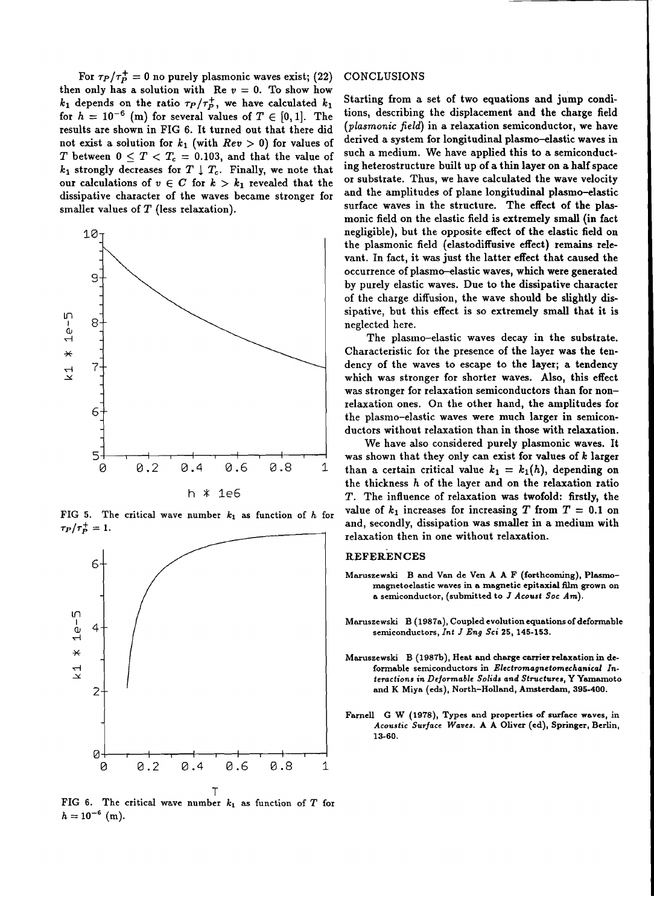For $\tau_P/\tau_P^+ = 0$ no purely plasmonic waves exist; (22) then only has a solution with $\text{Re } v = 0$. To show how $k_1$ depends on the ratio $\tau_P/\tau_P^+$, we have calculated $k_1$ for $h = 10^{-6}$ (m) for several values of $T \in [0, 1]$. The results are shown in FIG 6. It turned out that there did not exist a solution for $k_1$ (with $Re v > 0$) for values of $T$ between $0 \le T < T_c = 0.103$, and that the value of $k_1$ strongly decreases for $T \downarrow T_c$. Finally, we note that our calculations of $v \in C$ for $k > k_1$ revealed that the dissipative character of the waves became stronger for smaller values of $T$ (less relaxation).

FIG 5. The critical wave number $k_1$ as function of $h$ for $\tau_P/\tau_P^+ = 1$.

FIG 6. The critical wave number $k_1$ as function of $T$ for $h = 10^{-6}$ (m).

## CONCLUSIONS

Starting from a set of two equations and jump conditions, describing the displacement and the charge field (*plasmonic field*) in a relaxation semiconductor, we have derived a system for longitudinal plasmo–elastic waves in such a medium. We have applied this to a semiconducting heterostructure built up of a thin layer on a half space or substrate. Thus, we have calculated the wave velocity and the amplitudes of plane longitudinal plasmo–elastic surface waves in the structure. The effect of the plasmonic field on the elastic field is extremely small (in fact negligible), but the opposite effect of the elastic field on the plasmonic field (elastodiffusive effect) remains relevant. In fact, it was just the latter effect that caused the occurrence of plasmo–elastic waves, which were generated by purely elastic waves. Due to the dissipative character of the charge diffusion, the wave should be slightly dissipative, but this effect is so extremely small that it is neglected here.

The plasmo–elastic waves decay in the substrate. Characteristic for the presence of the layer was the tendency of the waves to escape to the layer; a tendency which was stronger for shorter waves. Also, this effect was stronger for relaxation semiconductors than for non–relaxation ones. On the other hand, the amplitudes for the plasmo–elastic waves were much larger in semiconductors without relaxation than in those with relaxation.

We have also considered purely plasmonic waves. It was shown that they only can exist for values of $k$ larger than a certain critical value $k_1 = k_1(h)$, depending on the thickness $h$ of the layer and on the relaxation ratio $T$. The influence of relaxation was twofold: firstly, the value of $k_1$ increases for increasing $T$ from $T = 0.1$ on and, secondly, dissipation was smaller in a medium with relaxation then in one without relaxation.

## REFERENCES

Maruszewski B and Van de Ven A A F (forthcoming), Plasmo–magnetoelastic waves in a magnetic epitaxial film grown on a semiconductor, (submitted to *J Acoust Soc Am*).

Maruszewski B (1987a), Coupled evolution equations of deformable semiconductors, *Int J Eng Sci* **25**, 145-153.

Maruszewski B (1987b), Heat and charge carrier relaxation in deformable semiconductors in *Electromagnetomechanical Interactions in Deformable Solids and Structures*, Y Yamamoto and K Miya (eds), North-Holland, Amsterdam, 395-400.

Farnell G W (1978), Types and properties of surface waves, in *Acoustic Surface Waves*. A A Oliver (ed), Springer, Berlin, 13-60.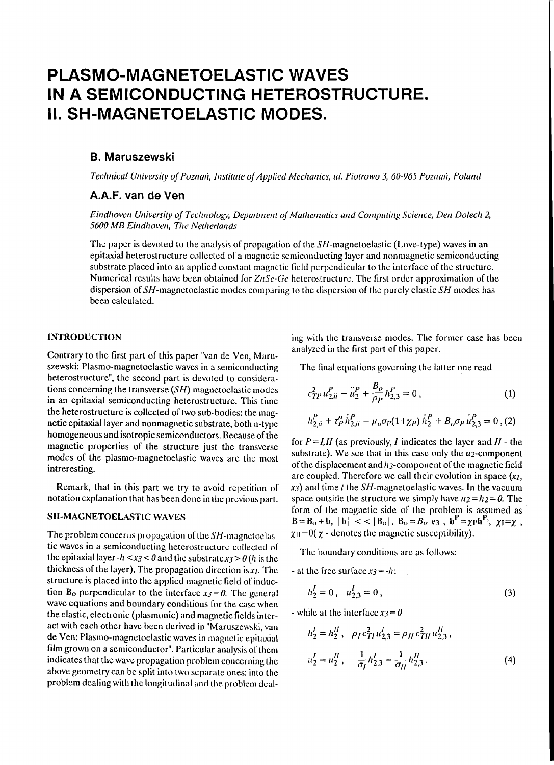# PLASMO-MAGNETOELASTIC WAVES IN A SEMICONDUCTING HETEROSTRUCTURE. II. SH-MAGNETOELASTIC MODES.

### B. Maruszewski

*Technical University of Poznań, Institute of Applied Mechanics, ul. Piotrowo 3, 60-965 Poznań, Poland*

### A.A.F. van de Ven

*Eindhoven University of Technology, Department of Mathematics and Computing Science, Den Dolech 2, 5600 MB Eindhoven, The Netherlands*

The paper is devoted to the analysis of propagation of the *SH*-magnetoelastic (Love-type) waves in an epitaxial heterostructure collected of a magnetic semiconducting layer and nonmagnetic semiconducting substrate placed into an applied constant magnetic field perpendicular to the interface of the structure. Numerical results have been obtained for *ZnSe-Ge* heterostructure. The first order approximation of the dispersion of *SH*-magnetoelastic modes comparing to the dispersion of the purely elastic *SH* modes has been calculated.

## INTRODUCTION

Contrary to the first part of this paper "van de Ven, Maruszewski: Plasmo-magnetoelastic waves in a semiconducting heterostructure", the second part is devoted to considerations concerning the transverse (*SH*) magnetoelastic modes in an epitaxial semiconducting heterostructure. This time the heterostructure is collected of two sub-bodies: the magnetic epitaxial layer and nonmagnetic substrate, both n-type homogeneous and isotropic semiconductors. Because of the magnetic properties of the structure just the transverse modes of the plasmo-magnetoelastic waves are the most intreresting.

Remark, that in this part we try to avoid repetition of notation explanation that has been done in the previous part.

## SH-MAGNETOELASTIC WAVES

The problem concerns propagation of the *SH*-magnetoelastic waves in a semiconducting heterostructure collected of the epitaxial layer $-h<x_3<0$ and the substrate $x_3>0$ ($h$ is the thickness of the layer). The propagation direction is $x_1$. The structure is placed into the applied magnetic field of induction $\mathbf{B}_0$ perpendicular to the interface $x_3=0$. The general wave equations and boundary conditions for the case when the elastic, electronic (plasmonic) and magnetic fields interact with each other have been derived in "Maruszewski, van de Ven: Plasmo-magnetoelastic waves in magnetic epitaxial film grown on a semiconductor". Particular analysis of them indicates that the wave propagation problem concerning the above geometry can be split into two separate ones: into the problem dealing with the longitudinal and the problem dealing with the transverse modes. The former case has been analyzed in the first part of this paper.

The final equations governing the latter one read

$$c_{TP}^2 u_{2,ii}^P - \ddot{u}_2^P + \frac{B_o}{\rho_P} h_{2,3}^P = 0\,, \tag{1}$$

$$h_{2,ii}^P + \tau_P^\mu \dot{h}_{2,ii}^P - \mu_o \sigma_P (1+\chi_P)\, \dot{h}_2^P + B_o \sigma_P \dot{u}_{2,3}^P = 0\,, \tag{2}$$

for $P=I,II$ (as previously, $I$ indicates the layer and $II$ - the substrate). We see that in this case only the $u_2$-component of the displacement and $h_2$-component of the magnetic field are coupled. Therefore we call their evolution in space ($x_1$, $x_3$) and time $t$ the *SH*-magnetoelastic waves. In the vacuum space outside the structure we simply have $u_2=h_2=0$. The form of the magnetic side of the problem is assumed as $\mathbf{B}=\mathbf{B}_0+\mathbf{b}$, $|\mathbf{b}|<<|\mathbf{B}_0|$, $\mathbf{B}_0=B_o\,\mathbf{e}_3$, $\mathbf{b}^P=\chi_P \mathbf{h}^P$, $\chi_I=\chi$, $\chi_{II}=0$ ($\chi$ - denotes the magnetic susceptibility).

The boundary conditions are as follows:

- at the free surface $x_3=-h$:

$$h_2^I = 0\,,\quad u_{2,3}^I = 0\,, \tag{3}$$

- while at the interface $x_3=0$

$$h_2^I = h_2^{II}\,,\quad \rho_I c_{TI}^2 u_{2,3}^I = \rho_{II} c_{TII}^2 u_{2,3}^{II}\,,$$

$$u_2^I = u_2^{II}\,,\quad \frac{1}{\sigma_I} h_{2,3}^I = \frac{1}{\sigma_{II}} h_{2,3}^{II}\,. \tag{4}$$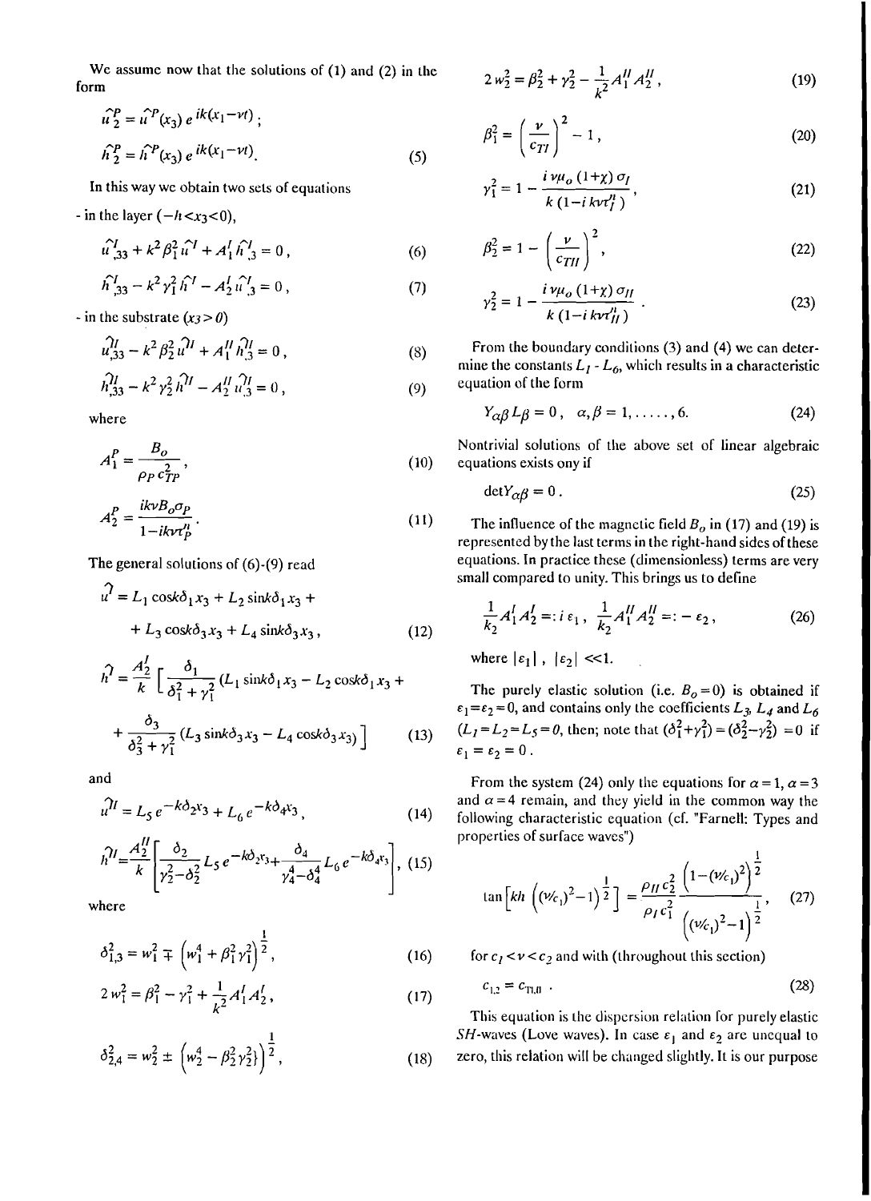We assume now that the solutions of (1) and (2) in the form

$$\hat{u}_2^P = \hat{u}^P(x_3)\, e^{ik(x_1 - vt)}\,;$$

$$\hat{h}_2^P = \hat{h}^P(x_3)\, e^{ik(x_1 - vt)}. \tag{5}$$

In this way we obtain two sets of equations

- in the layer $(-h < x_3 < 0)$,

$$\hat{u}^I_{,33} + k^2 \beta_1^2 \hat{u}^I + A_1^I \hat{h}^I_{,3} = 0\,, \tag{6}$$

$$\hat{h}^I_{,33} - k^2 \gamma_1^2 \hat{h}^I - A_2^I \hat{u}^I_{,3} = 0\,, \tag{7}$$

- in the substrate $(x_3 > 0)$

$$\hat{u}^{II}_{,33} - k^2 \beta_2^2 \hat{u}^{II} + A_1^{II} \hat{h}^{II}_{,3} = 0\,, \tag{8}$$

$$\hat{h}^{II}_{,33} - k^2 \gamma_2^2 \hat{h}^{II} - A_2^{II} \hat{u}^{II}_{,3} = 0\,, \tag{9}$$

where

$$A_1^P = \frac{B_o}{\rho_P\, c_{TP}^2}\,, \tag{10}$$

$$A_2^P = \frac{ikvB_o\sigma_P}{1 - ikv\tau_P''}\,. \tag{11}$$

The general solutions of (6)-(9) read

$$\hat{u}^I = L_1 \cos k\delta_1 x_3 + L_2 \sin k\delta_1 x_3 + L_3 \cos k\delta_3 x_3 + L_4 \sin k\delta_3 x_3\,, \tag{12}$$

$$\hat{h}^I = \frac{A_2^I}{k}\left[\frac{\delta_1}{\delta_1^2 + \gamma_1^2}(L_1 \sin k\delta_1 x_3 - L_2 \cos k\delta_1 x_3 + \frac{\delta_3}{\delta_3^2 + \gamma_1^2}(L_3 \sin k\delta_3 x_3 - L_4 \cos k\delta_3 x_3)\right] \tag{13}$$

and

$$\hat{u}^{II} = L_5\, e^{-k\delta_2 x_3} + L_6\, e^{-k\delta_4 x_3}\,, \tag{14}$$

$$\hat{h}^{II} = \frac{A_2^{II}}{k}\left[\frac{\delta_2}{\gamma_2^2 - \delta_2^2} L_5\, e^{-k\delta_2 x_3} + \frac{\delta_4}{\gamma_4^4 - \delta_4^4} L_6\, e^{-k\delta_4 x_3}\right], \tag{15}$$

where

$$\delta_{1,3}^2 = w_1^2 \mp \left(w_1^4 + \beta_1^2 \gamma_1^2\right)^{\frac{1}{2}}, \tag{16}$$

$$2\,w_1^2 = \beta_1^2 - \gamma_1^2 + \frac{1}{k^2} A_1^I A_2^I\,, \tag{17}$$

$$\delta_{2,4}^2 = w_2^2 \pm \left(w_2^4 - \beta_2^2 \gamma_2^2\right)^{\frac{1}{2}}, \tag{18}$$

$$2\,w_2^2 = \beta_2^2 + \gamma_2^2 - \frac{1}{k^2} A_1^{II} A_2^{II}\,, \tag{19}$$

$$\beta_1^2 = \left(\frac{v}{c_{TI}}\right)^2 - 1\,, \tag{20}$$

$$\gamma_1^2 = 1 - \frac{i\,v\mu_o\,(1+\chi)\,\sigma_I}{k\,(1 - i\,kv\tau_I'')}\,, \tag{21}$$

$$\beta_2^2 = 1 - \left(\frac{v}{c_{TII}}\right)^2, \tag{22}$$

$$\gamma_2^2 = 1 - \frac{i\,v\mu_o\,(1+\chi)\,\sigma_{II}}{k\,(1 - i\,kv\tau_{II}'')}\,. \tag{23}$$

From the boundary conditions (3) and (4) we can determine the constants $L_1$ - $L_6$, which results in a characteristic equation of the form

$$Y_{\alpha\beta} L_\beta = 0\,, \quad \alpha, \beta = 1, \ldots\ldots, 6. \tag{24}$$

Nontrivial solutions of the above set of linear algebraic equations exists ony if

$$\det Y_{\alpha\beta} = 0\,. \tag{25}$$

The influence of the magnetic field $B_o$ in (17) and (19) is represented by the last terms in the right-hand sides of these equations. In practice these (dimensionless) terms are very small compared to unity. This brings us to define

$$\frac{1}{k_2} A_1^I A_2^I =: i\,\varepsilon_1\,, \quad \frac{1}{k_2} A_1^{II} A_2^{II} =: -\,\varepsilon_2\,, \tag{26}$$

where $|\varepsilon_1|\,,\ |\varepsilon_2| \ll 1$.

The purely elastic solution (i.e. $B_o = 0$) is obtained if $\varepsilon_1 = \varepsilon_2 = 0$, and contains only the coefficients $L_3$, $L_4$ and $L_6$ $(L_1 = L_2 = L_5 = 0$, then; note that $(\delta_1^2 + \gamma_1^2) = (\delta_2^2 - \gamma_2^2) = 0$ if $\varepsilon_1 = \varepsilon_2 = 0$.

From the system (24) only the equations for $\alpha = 1$, $\alpha = 3$ and $\alpha = 4$ remain, and they yield in the common way the following characteristic equation (cf. "Farnell: Types and properties of surface waves")

$$\tan\left[kh\,\left((v/c_1)^2 - 1\right)^{\frac{1}{2}}\right] = \frac{\rho_{II}\, c_2^2}{\rho_I\, c_1^2} \frac{\left(1 - (v/c_1)^2\right)^{\frac{1}{2}}}{\left((v/c_1)^2 - 1\right)^{\frac{1}{2}}}\,, \tag{27}$$

for $c_1 < v < c_2$ and with (throughout this section)

$$c_{1,2} = c_{\mathrm{TI,II}}\,. \tag{28}$$

This equation is the dispersion relation for purely elastic *SH*-waves (Love waves). In case $\varepsilon_1$ and $\varepsilon_2$ are unequal to zero, this relation will be changed slightly. It is our purpose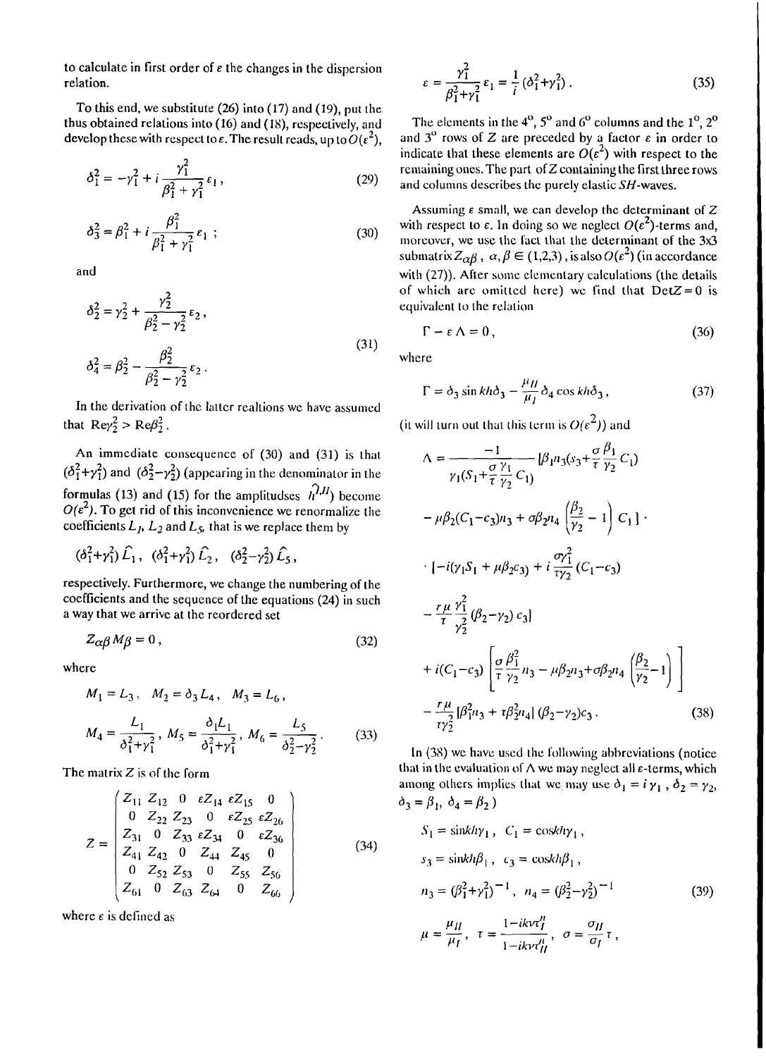to calculate in first order of $\varepsilon$ the changes in the dispersion relation.

To this end, we substitute (26) into (17) and (19), put the thus obtained relations into (16) and (18), respectively, and develop these with respect to $\varepsilon$. The result reads, up to $O(\varepsilon^2)$,

$$\delta_1^2 = -\gamma_1^2 + i\frac{\gamma_1^2}{\beta_1^2+\gamma_1^2}\varepsilon_1 , \tag{29}$$

$$\delta_3^2 = \beta_1^2 + i\frac{\beta_1^2}{\beta_1^2+\gamma_1^2}\varepsilon_1 ; \tag{30}$$

and

$$\delta_2^2 = \gamma_2^2 + \frac{\gamma_2^2}{\beta_2^2-\gamma_2^2}\varepsilon_2 ,$$
$$\delta_4^2 = \beta_2^2 - \frac{\beta_2^2}{\beta_2^2-\gamma_2^2}\varepsilon_2 . \tag{31}$$

In the derivation of the latter realtions we have assumed that $\mathrm{Re}\gamma_2^2 > \mathrm{Re}\beta_2^2$.

An immediate consequence of (30) and (31) is that $(\delta_1^2+\gamma_1^2)$ and $(\delta_2^2-\gamma_2^2)$ (appearing in the denominator in the formulas (13) and (15) for the amplitudses $h^{I,II}$) become $O(\varepsilon^2)$. To get rid of this inconvenience we renormalize the coefficients $L_1$, $L_2$ and $L_5$, that is we replace them by

$$(\delta_1^2+\gamma_1^2)\hat{L}_1 ,\quad (\delta_1^2+\gamma_1^2)\hat{L}_2 ,\quad (\delta_2^2-\gamma_2^2)\hat{L}_5 ,$$

respectively. Furthermore, we change the numbering of the coefficients and the sequence of the equations (24) in such a way that we arrive at the reordered set

$$Z_{\alpha\beta}M_\beta = 0 , \tag{32}$$

where

$$M_1 = L_3 ,\quad M_2 = \delta_3 L_4 ,\quad M_3 = L_6 ,$$
$$M_4 = \frac{L_1}{\delta_1^2+\gamma_1^2} ,\quad M_5 = \frac{\delta_1 L_1}{\delta_1^2+\gamma_1^2} ,\quad M_6 = \frac{L_5}{\delta_2^2-\gamma_2^2} . \tag{33}$$

The matrix $Z$ is of the form

$$Z = \begin{pmatrix} Z_{11} & Z_{12} & 0 & \varepsilon Z_{14} & \varepsilon Z_{15} & 0 \\ 0 & Z_{22} & Z_{23} & 0 & \varepsilon Z_{25} & \varepsilon Z_{26} \\ Z_{31} & 0 & Z_{33} & \varepsilon Z_{34} & 0 & \varepsilon Z_{36} \\ Z_{41} & Z_{42} & 0 & Z_{44} & Z_{45} & 0 \\ 0 & Z_{52} & Z_{53} & 0 & Z_{55} & Z_{56} \\ Z_{61} & 0 & Z_{63} & Z_{64} & 0 & Z_{66} \end{pmatrix} \tag{34}$$

where $\varepsilon$ is defined as

$$\varepsilon = \frac{\gamma_1^2}{\beta_1^2+\gamma_1^2}\varepsilon_1 = \frac{1}{i}(\delta_1^2+\gamma_1^2) . \tag{35}$$

The elements in the 4°, 5° and 6° columns and the 1°, 2° and 3° rows of $Z$ are preceded by a factor $\varepsilon$ in order to indicate that these elements are $O(\varepsilon^2)$ with respect to the remaining ones. The part of $Z$ containing the first three rows and columns describes the purely elastic $SH$-waves.

Assuming $\varepsilon$ small, we can develop the determinant of $Z$ with respect to $\varepsilon$. In doing so we neglect $O(\varepsilon^2)$-terms and, moreover, we use the fact that the determinant of the 3x3 submatrix $Z_{\alpha\beta}$, $\alpha,\beta \in (1,2,3)$, is also $O(\varepsilon^2)$ (in accordance with (27)). After some elementary calculations (the details of which are omitted here) we find that $\mathrm{Det}Z = 0$ is equivalent to the relation

$$\Gamma - \varepsilon\Lambda = 0 , \tag{36}$$

where

$$\Gamma = \delta_3 \sin kh\delta_3 - \frac{\mu_{II}}{\mu_I}\delta_4 \cos kh\delta_3 , \tag{37}$$

(it will turn out that this term is $O(\varepsilon^2)$) and

$$\begin{aligned}\Lambda = {} & \frac{-1}{\gamma_1(S_1+\frac{\sigma}{\tau}\frac{\gamma_1}{\gamma_2}C_1)}\Big[\beta_1 n_3(s_3+\frac{\sigma}{\tau}\frac{\beta_1}{\gamma_2}C_1) \\ & - \mu\beta_2(C_1-c_3)n_3 + \sigma\beta_2 n_4\left(\frac{\beta_2}{\gamma_2}-1\right)C_1\Big]\cdot \\ & \cdot\Big[-i(\gamma_1 S_1 + \mu\beta_2 c_3) + i\frac{\sigma\gamma_1^2}{\tau\gamma_2}(C_1-c_3) \\ & - \frac{r\mu}{\tau}\frac{\gamma_1^2}{\gamma_2^2}(\beta_2-\gamma_2)c_3\Big] \\ & + i(C_1-c_3)\left[\frac{\sigma}{\tau}\frac{\beta_1^2}{\gamma_2}n_3 - \mu\beta_2 n_3 + \sigma\beta_2 n_4\left(\frac{\beta_2}{\gamma_2}-1\right)\right] \\ & - \frac{r\mu}{\tau\gamma_2^2}[\beta_1^2 n_3 + \tau\beta_2^2 n_4](\beta_2-\gamma_2)c_3 .\end{aligned} \tag{38}$$

In (38) we have used the following abbreviations (notice that in the evaluation of $\Lambda$ we may neglect all $\varepsilon$-terms, which among others implies that we may use $\delta_1 = i\gamma_1$, $\delta_2 = \gamma_2$, $\delta_3 = \beta_1$, $\delta_4 = \beta_2$)

$$S_1 = \sinh kh\gamma_1 ,\quad C_1 = \cosh kh\gamma_1 ,$$
$$s_3 = \sinh kh\beta_1 ,\quad c_3 = \cosh kh\beta_1 ,$$
$$n_3 = (\beta_1^2+\gamma_1^2)^{-1} ,\quad n_4 = (\beta_2^2-\gamma_2^2)^{-1} \tag{39}$$
$$\mu = \frac{\mu_{II}}{\mu_I} ,\quad \tau = \frac{1-ikv\tau_I''}{1-ikv\tau_{II}''} ,\quad \sigma = \frac{\sigma_{II}}{\sigma_I}\tau ,$$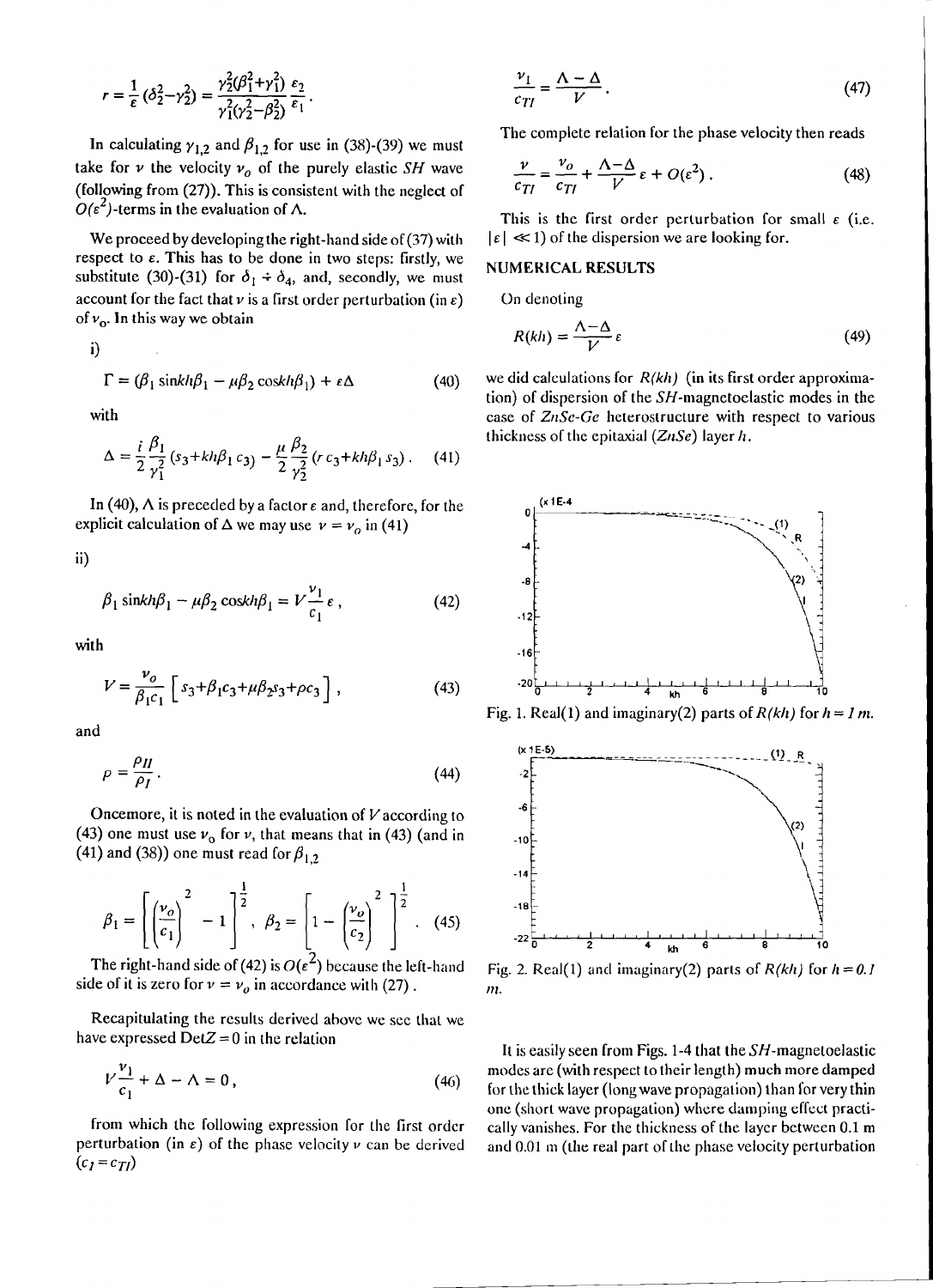$$r = \frac{1}{\varepsilon}(\delta_2^2 - \gamma_2^2) = \frac{\gamma_2^2(\beta_1^2+\gamma_1^2)}{\gamma_1^2(\gamma_2^2-\beta_2^2)}\frac{\varepsilon_2}{\varepsilon_1}.$$

In calculating $\gamma_{1,2}$ and $\beta_{1,2}$ for use in (38)-(39) we must take for $v$ the velocity $v_o$ of the purely elastic $SH$ wave (following from (27)). This is consistent with the neglect of $O(\varepsilon^2)$-terms in the evaluation of $\Lambda$.

We proceed by developing the right-hand side of (37) with respect to $\varepsilon$. This has to be done in two steps: firstly, we substitute (30)-(31) for $\delta_1 \div \delta_4$, and, secondly, we must account for the fact that $v$ is a first order perturbation (in $\varepsilon$) of $v_o$. In this way we obtain

i)

$$\Gamma = (\beta_1 \sinh kh\beta_1 - \mu\beta_2 \cosh kh\beta_1) + \varepsilon\Delta \tag{40}$$

with

$$\Delta = \frac{i}{2}\frac{\beta_1}{\gamma_1^2}(s_3 + kh\beta_1 c_3) - \frac{\mu}{2}\frac{\beta_2}{\gamma_2^2}(r\, c_3 + kh\beta_1 s_3). \tag{41}$$

In (40), $\Lambda$ is preceded by a factor $\varepsilon$ and, therefore, for the explicit calculation of $\Delta$ we may use $v = v_o$ in (41)

ii)

$$\beta_1 \sinh kh\beta_1 - \mu\beta_2 \cosh kh\beta_1 = V\frac{v_1}{c_1}\varepsilon, \tag{42}$$

with

$$V = \frac{v_o}{\beta_1 c_1}\left[s_3 + \beta_1 c_3 + \mu\beta_2 s_3 + \rho c_3\right], \tag{43}$$

and

$$\rho = \frac{\rho_{II}}{\rho_I}. \tag{44}$$

Oncemore, it is noted in the evaluation of $V$ according to (43) one must use $v_o$ for $v$, that means that in (43) (and in (41) and (38)) one must read for $\beta_{1,2}$

$$\beta_1 = \left[\left(\frac{v_o}{c_1}\right)^2 - 1\right]^{\frac{1}{2}}, \quad \beta_2 = \left[1 - \left(\frac{v_o}{c_2}\right)^2\right]^{\frac{1}{2}}. \tag{45}$$

The right-hand side of (42) is $O(\varepsilon^2)$ because the left-hand side of it is zero for $v = v_o$ in accordance with (27).

Recapitulating the results derived above we see that we have expressed $\mathrm{Det}Z = 0$ in the relation

$$V\frac{v_1}{c_1} + \Delta - \Lambda = 0, \tag{46}$$

from which the following expression for the first order perturbation (in $\varepsilon$) of the phase velocity $v$ can be derived ($c_I = c_{TI}$)

$$\frac{v_1}{c_{TI}} = \frac{\Lambda - \Delta}{V}. \tag{47}$$

The complete relation for the phase velocity then reads

$$\frac{v}{c_{TI}} = \frac{v_o}{c_{TI}} + \frac{\Lambda - \Delta}{V}\varepsilon + O(\varepsilon^2). \tag{48}$$

This is the first order perturbation for small $\varepsilon$ (i.e. $|\varepsilon| \ll 1$) of the dispersion we are looking for.

## NUMERICAL RESULTS

On denoting

$$R(kh) = \frac{\Lambda - \Delta}{V}\varepsilon \tag{49}$$

we did calculations for $R(kh)$ (in its first order approximation) of dispersion of the $SH$-magnetoelastic modes in the case of $ZnSe$-$Ge$ heterostructure with respect to various thickness of the epitaxial ($ZnSe$) layer $h$.

Fig. 1. Real(1) and imaginary(2) parts of $R(kh)$ for $h = 1\ m$.

Fig. 2. Real(1) and imaginary(2) parts of $R(kh)$ for $h = 0.1\ m$.

It is easily seen from Figs. 1-4 that the $SH$-magnetoelastic modes are (with respect to their length) much more damped for the thick layer (long wave propagation) than for very thin one (short wave propagation) where damping effect practically vanishes. For the thickness of the layer between 0.1 m and 0.01 m (the real part of the phase velocity perturbation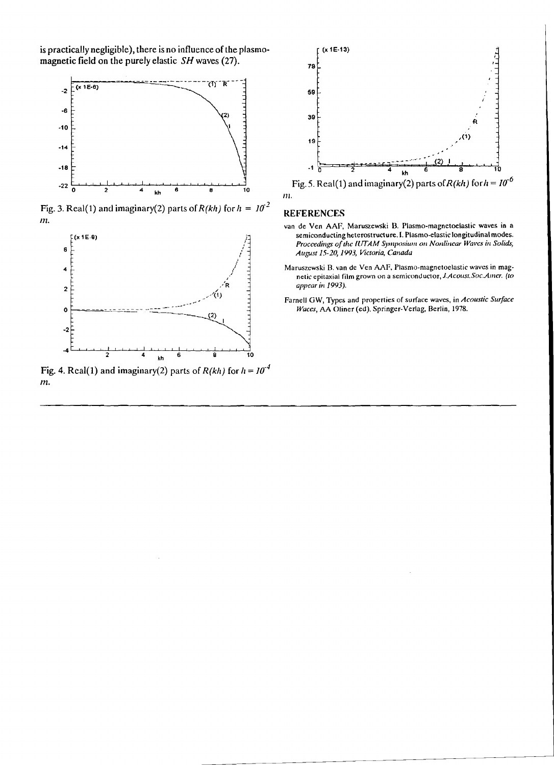is practically negligible), there is no influence of the plasmo-magnetic field on the purely elastic *SH* waves (27).

(x 1E-6)
-2
-6
-10
-14
-18
-22
0 2 4 kh 6 8 10
(1) R
(2)
I

Fig. 3. Real(1) and imaginary(2) parts of $R(kh)$ for $h = 10^{-2}$ m.

(x 1E-8)
6
4
2
0
-2
-4
2 4 kh 6 8 10
R
(1)
(2)
I

Fig. 4. Real(1) and imaginary(2) parts of $R(kh)$ for $h = 10^{-4}$ m.

(x 1E-13)
79
59
39
19
-1
0 2 4 kh 6 8 10
R
(1)
(2) I

Fig. 5. Real(1) and imaginary(2) parts of $R(kh)$ for $h = 10^{-6}$ m.

## REFERENCES

van de Ven AAF, Maruszewski B. Plasmo-magnetoelastic waves in a semiconducting heterostructure. I. Plasmo-elastic longitudinal modes. *Proceedings of the IUTAM Symposium on Nonlinear Waves in Solids, August 15-20, 1993, Victoria, Canada*

Maruszewski B. van de Ven AAF, Plasmo-magnetoelastic waves in magnetic epitaxial film grown on a semiconductor, *J.Acoust.Soc.Amer. (to appear in 1993).*

Farnell GW, Types and properties of surface waves, in *Acoustic Surface Waves*, AA Oliner (ed). Springer-Verlag, Berlin, 1978.